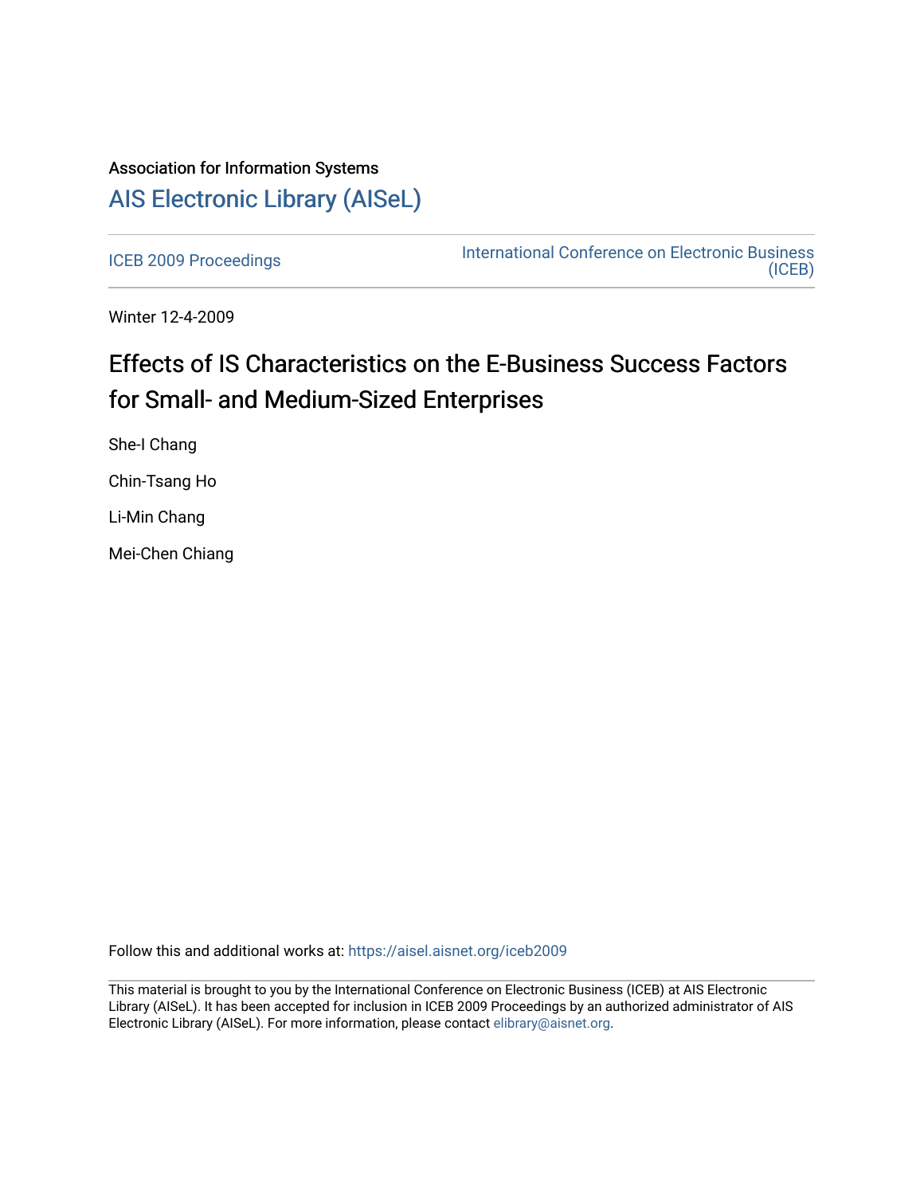Association for Information Systems

## AIS Electronic Library (AISeL)

ICEB 2009 Proceedings

International Conference on Electronic Business (ICEB)

Winter 12-4-2009

# Effects of IS Characteristics on the E-Business Success Factors for Small- and Medium-Sized Enterprises

She-I Chang

Chin-Tsang Ho

Li-Min Chang

Mei-Chen Chiang

Follow this and additional works at: https://aisel.aisnet.org/iceb2009

This material is brought to you by the International Conference on Electronic Business (ICEB) at AIS Electronic Library (AISeL). It has been accepted for inclusion in ICEB 2009 Proceedings by an authorized administrator of AIS Electronic Library (AISeL). For more information, please contact elibrary@aisnet.org.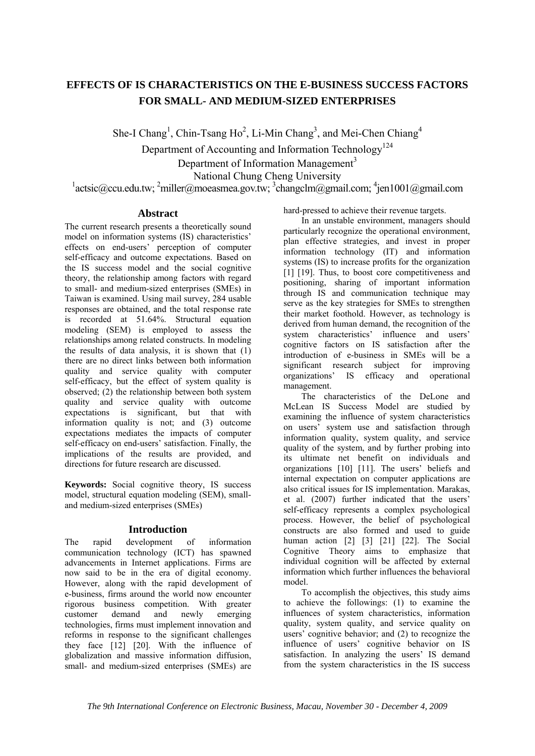# EFFECTS OF IS CHARACTERISTICS ON THE E-BUSINESS SUCCESS FACTORS FOR SMALL- AND MEDIUM-SIZED ENTERPRISES

She-I Chang[1], Chin-Tsang Ho[2], Li-Min Chang[3], and Mei-Chen Chiang[4]

Department of Accounting and Information Technology[124]

Department of Information Management[3]

National Chung Cheng University

[1]actsic@ccu.edu.tw; [2]miller@moeasmea.gov.tw; [3]changclm@gmail.com; [4]jen1001@gmail.com

## Abstract

The current research presents a theoretically sound model on information systems (IS) characteristics' effects on end-users' perception of computer self-efficacy and outcome expectations. Based on the IS success model and the social cognitive theory, the relationship among factors with regard to small- and medium-sized enterprises (SMEs) in Taiwan is examined. Using mail survey, 284 usable responses are obtained, and the total response rate is recorded at 51.64%. Structural equation modeling (SEM) is employed to assess the relationships among related constructs. In modeling the results of data analysis, it is shown that (1) there are no direct links between both information quality and service quality with computer self-efficacy, but the effect of system quality is observed; (2) the relationship between both system quality and service quality with outcome expectations is significant, but that with information quality is not; and (3) outcome expectations mediates the impacts of computer self-efficacy on end-users' satisfaction. Finally, the implications of the results are provided, and directions for future research are discussed.

**Keywords:** Social cognitive theory, IS success model, structural equation modeling (SEM), small- and medium-sized enterprises (SMEs)

## Introduction

The rapid development of information communication technology (ICT) has spawned advancements in Internet applications. Firms are now said to be in the era of digital economy. However, along with the rapid development of e-business, firms around the world now encounter rigorous business competition. With greater customer demand and newly emerging technologies, firms must implement innovation and reforms in response to the significant challenges they face [12] [20]. With the influence of globalization and massive information diffusion, small- and medium-sized enterprises (SMEs) are hard-pressed to achieve their revenue targets.

In an unstable environment, managers should particularly recognize the operational environment, plan effective strategies, and invest in proper information technology (IT) and information systems (IS) to increase profits for the organization [1] [19]. Thus, to boost core competitiveness and positioning, sharing of important information through IS and communication technique may serve as the key strategies for SMEs to strengthen their market foothold. However, as technology is derived from human demand, the recognition of the system characteristics' influence and users' cognitive factors on IS satisfaction after the introduction of e-business in SMEs will be a significant research subject for improving organizations' IS efficacy and operational management.

The characteristics of the DeLone and McLean IS Success Model are studied by examining the influence of system characteristics on users' system use and satisfaction through information quality, system quality, and service quality of the system, and by further probing into its ultimate net benefit on individuals and organizations [10] [11]. The users' beliefs and internal expectation on computer applications are also critical issues for IS implementation. Marakas, et al. (2007) further indicated that the users' self-efficacy represents a complex psychological process. However, the belief of psychological constructs are also formed and used to guide human action [2] [3] [21] [22]. The Social Cognitive Theory aims to emphasize that individual cognition will be affected by external information which further influences the behavioral model.

To accomplish the objectives, this study aims to achieve the followings: (1) to examine the influences of system characteristics, information quality, system quality, and service quality on users' cognitive behavior; and (2) to recognize the influence of users' cognitive behavior on IS satisfaction. In analyzing the users' IS demand from the system characteristics in the IS success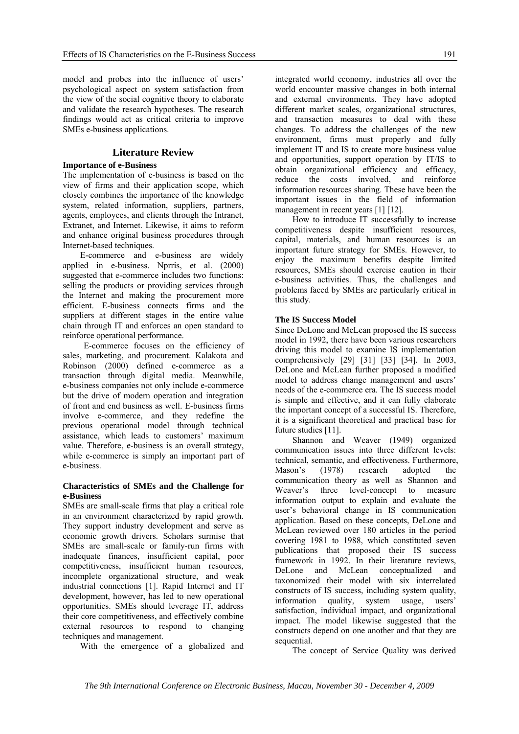model and probes into the influence of users' psychological aspect on system satisfaction from the view of the social cognitive theory to elaborate and validate the research hypotheses. The research findings would act as critical criteria to improve SMEs e-business applications.

## Literature Review

### Importance of e-Business

The implementation of e-business is based on the view of firms and their application scope, which closely combines the importance of the knowledge system, related information, suppliers, partners, agents, employees, and clients through the Intranet, Extranet, and Internet. Likewise, it aims to reform and enhance original business procedures through Internet-based techniques.

E-commerce and e-business are widely applied in e-business. Nprris, et al. (2000) suggested that e-commerce includes two functions: selling the products or providing services through the Internet and making the procurement more efficient. E-business connects firms and the suppliers at different stages in the entire value chain through IT and enforces an open standard to reinforce operational performance.

E-commerce focuses on the efficiency of sales, marketing, and procurement. Kalakota and Robinson (2000) defined e-commerce as a transaction through digital media. Meanwhile, e-business companies not only include e-commerce but the drive of modern operation and integration of front and end business as well. E-business firms involve e-commerce, and they redefine the previous operational model through technical assistance, which leads to customers' maximum value. Therefore, e-business is an overall strategy, while e-commerce is simply an important part of e-business.

### Characteristics of SMEs and the Challenge for e-Business

SMEs are small-scale firms that play a critical role in an environment characterized by rapid growth. They support industry development and serve as economic growth drivers. Scholars surmise that SMEs are small-scale or family-run firms with inadequate finances, insufficient capital, poor competitiveness, insufficient human resources, incomplete organizational structure, and weak industrial connections [1]. Rapid Internet and IT development, however, has led to new operational opportunities. SMEs should leverage IT, address their core competitiveness, and effectively combine external resources to respond to changing techniques and management.

With the emergence of a globalized and integrated world economy, industries all over the world encounter massive changes in both internal and external environments. They have adopted different market scales, organizational structures, and transaction measures to deal with these changes. To address the challenges of the new environment, firms must properly and fully implement IT and IS to create more business value and opportunities, support operation by IT/IS to obtain organizational efficiency and efficacy, reduce the costs involved, and reinforce information resources sharing. These have been the important issues in the field of information management in recent years [1] [12].

How to introduce IT successfully to increase competitiveness despite insufficient resources, capital, materials, and human resources is an important future strategy for SMEs. However, to enjoy the maximum benefits despite limited resources, SMEs should exercise caution in their e-business activities. Thus, the challenges and problems faced by SMEs are particularly critical in this study.

### The IS Success Model

Since DeLone and McLean proposed the IS success model in 1992, there have been various researchers driving this model to examine IS implementation comprehensively [29] [31] [33] [34]. In 2003, DeLone and McLean further proposed a modified model to address change management and users' needs of the e-commerce era. The IS success model is simple and effective, and it can fully elaborate the important concept of a successful IS. Therefore, it is a significant theoretical and practical base for future studies [11].

Shannon and Weaver (1949) organized communication issues into three different levels: technical, semantic, and effectiveness. Furthermore, Mason's (1978) research adopted the communication theory as well as Shannon and Weaver's three level-concept to measure information output to explain and evaluate the user's behavioral change in IS communication application. Based on these concepts, DeLone and McLean reviewed over 180 articles in the period covering 1981 to 1988, which constituted seven publications that proposed their IS success framework in 1992. In their literature reviews, DeLone and McLean conceptualized and taxonomized their model with six interrelated constructs of IS success, including system quality, information quality, system usage, users' satisfaction, individual impact, and organizational impact. The model likewise suggested that the constructs depend on one another and that they are sequential.

The concept of Service Quality was derived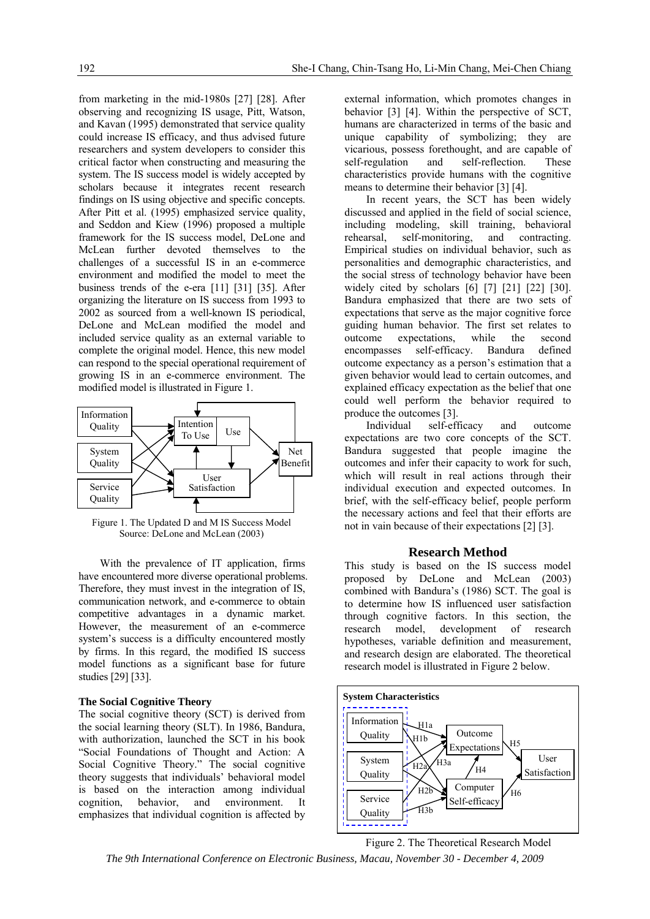from marketing in the mid-1980s [27] [28]. After observing and recognizing IS usage, Pitt, Watson, and Kavan (1995) demonstrated that service quality could increase IS efficacy, and thus advised future researchers and system developers to consider this critical factor when constructing and measuring the system. The IS success model is widely accepted by scholars because it integrates recent research findings on IS using objective and specific concepts. After Pitt et al. (1995) emphasized service quality, and Seddon and Kiew (1996) proposed a multiple framework for the IS success model, DeLone and McLean further devoted themselves to the challenges of a successful IS in an e-commerce environment and modified the model to meet the business trends of the e-era [11] [31] [35]. After organizing the literature on IS success from 1993 to 2002 as sourced from a well-known IS periodical, DeLone and McLean modified the model and included service quality as an external variable to complete the original model. Hence, this new model can respond to the special operational requirement of growing IS in an e-commerce environment. The modified model is illustrated in Figure 1.

Information Quality
System Quality
Service Quality
Intention To Use
Use
User Satisfaction
Net Benefit

Figure 1. The Updated D and M IS Success Model
Source: DeLone and McLean (2003)

With the prevalence of IT application, firms have encountered more diverse operational problems. Therefore, they must invest in the integration of IS, communication network, and e-commerce to obtain competitive advantages in a dynamic market. However, the measurement of an e-commerce system's success is a difficulty encountered mostly by firms. In this regard, the modified IS success model functions as a significant base for future studies [29] [33].

**The Social Cognitive Theory**

The social cognitive theory (SCT) is derived from the social learning theory (SLT). In 1986, Bandura, with authorization, launched the SCT in his book "Social Foundations of Thought and Action: A Social Cognitive Theory." The social cognitive theory suggests that individuals' behavioral model is based on the interaction among individual cognition, behavior, and environment. It emphasizes that individual cognition is affected by external information, which promotes changes in behavior [3] [4]. Within the perspective of SCT, humans are characterized in terms of the basic and unique capability of symbolizing; they are vicarious, possess forethought, and are capable of self-regulation and self-reflection. These characteristics provide humans with the cognitive means to determine their behavior [3] [4].

In recent years, the SCT has been widely discussed and applied in the field of social science, including modeling, skill training, behavioral rehearsal, self-monitoring, and contracting. Empirical studies on individual behavior, such as personalities and demographic characteristics, and the social stress of technology behavior have been widely cited by scholars [6] [7] [21] [22] [30]. Bandura emphasized that there are two sets of expectations that serve as the major cognitive force guiding human behavior. The first set relates to outcome expectations, while the second encompasses self-efficacy. Bandura defined outcome expectancy as a person's estimation that a given behavior would lead to certain outcomes, and explained efficacy expectation as the belief that one could well perform the behavior required to produce the outcomes [3].

Individual self-efficacy and outcome expectations are two core concepts of the SCT. Bandura suggested that people imagine the outcomes and infer their capacity to work for such, which will result in real actions through their individual execution and expected outcomes. In brief, with the self-efficacy belief, people perform the necessary actions and feel that their efforts are not in vain because of their expectations [2] [3].

## Research Method

This study is based on the IS success model proposed by DeLone and McLean (2003) combined with Bandura's (1986) SCT. The goal is to determine how IS influenced user satisfaction through cognitive factors. In this section, the research model, development of research hypotheses, variable definition and measurement, and research design are elaborated. The theoretical research model is illustrated in Figure 2 below.

System Characteristics
Information Quality
System Quality
Service Quality
H1a
H1b
H2a
H2b
H3a
H3b
Outcome Expectations
Computer Self-efficacy
H4
H5
H6
User Satisfaction

Figure 2. The Theoretical Research Model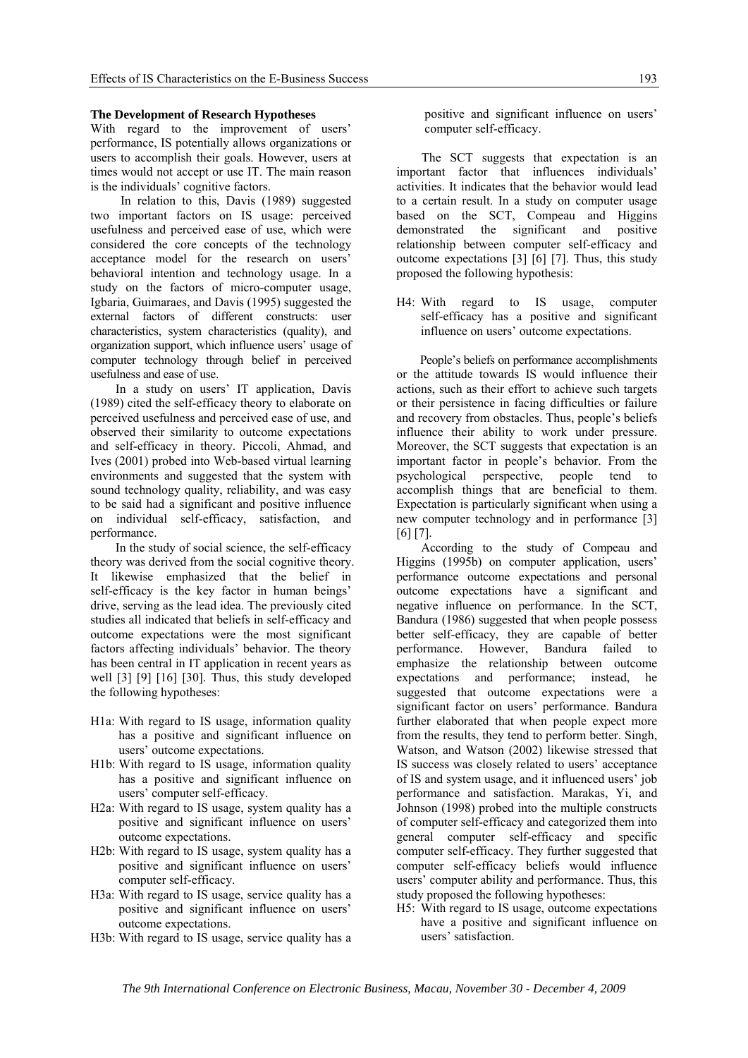### The Development of Research Hypotheses

With regard to the improvement of users' performance, IS potentially allows organizations or users to accomplish their goals. However, users at times would not accept or use IT. The main reason is the individuals' cognitive factors.

In relation to this, Davis (1989) suggested two important factors on IS usage: perceived usefulness and perceived ease of use, which were considered the core concepts of the technology acceptance model for the research on users' behavioral intention and technology usage. In a study on the factors of micro-computer usage, Igbaria, Guimaraes, and Davis (1995) suggested the external factors of different constructs: user characteristics, system characteristics (quality), and organization support, which influence users' usage of computer technology through belief in perceived usefulness and ease of use.

In a study on users' IT application, Davis (1989) cited the self-efficacy theory to elaborate on perceived usefulness and perceived ease of use, and observed their similarity to outcome expectations and self-efficacy in theory. Piccoli, Ahmad, and Ives (2001) probed into Web-based virtual learning environments and suggested that the system with sound technology quality, reliability, and was easy to be said had a significant and positive influence on individual self-efficacy, satisfaction, and performance.

In the study of social science, the self-efficacy theory was derived from the social cognitive theory. It likewise emphasized that the belief in self-efficacy is the key factor in human beings' drive, serving as the lead idea. The previously cited studies all indicated that beliefs in self-efficacy and outcome expectations were the most significant factors affecting individuals' behavior. The theory has been central in IT application in recent years as well [3] [9] [16] [30]. Thus, this study developed the following hypotheses:

- H1a: With regard to IS usage, information quality has a positive and significant influence on users' outcome expectations.
- H1b: With regard to IS usage, information quality has a positive and significant influence on users' computer self-efficacy.
- H2a: With regard to IS usage, system quality has a positive and significant influence on users' outcome expectations.
- H2b: With regard to IS usage, system quality has a positive and significant influence on users' computer self-efficacy.
- H3a: With regard to IS usage, service quality has a positive and significant influence on users' outcome expectations.
- H3b: With regard to IS usage, service quality has a positive and significant influence on users' computer self-efficacy.

The SCT suggests that expectation is an important factor that influences individuals' activities. It indicates that the behavior would lead to a certain result. In a study on computer usage based on the SCT, Compeau and Higgins demonstrated the significant and positive relationship between computer self-efficacy and outcome expectations [3] [6] [7]. Thus, this study proposed the following hypothesis:

- H4: With regard to IS usage, computer self-efficacy has a positive and significant influence on users' outcome expectations.

People's beliefs on performance accomplishments or the attitude towards IS would influence their actions, such as their effort to achieve such targets or their persistence in facing difficulties or failure and recovery from obstacles. Thus, people's beliefs influence their ability to work under pressure. Moreover, the SCT suggests that expectation is an important factor in people's behavior. From the psychological perspective, people tend to accomplish things that are beneficial to them. Expectation is particularly significant when using a new computer technology and in performance [3] [6] [7].

According to the study of Compeau and Higgins (1995b) on computer application, users' performance outcome expectations and personal outcome expectations have a significant and negative influence on performance. In the SCT, Bandura (1986) suggested that when people possess better self-efficacy, they are capable of better performance. However, Bandura failed to emphasize the relationship between outcome expectations and performance; instead, he suggested that outcome expectations were a significant factor on users' performance. Bandura further elaborated that when people expect more from the results, they tend to perform better. Singh, Watson, and Watson (2002) likewise stressed that IS success was closely related to users' acceptance of IS and system usage, and it influenced users' job performance and satisfaction. Marakas, Yi, and Johnson (1998) probed into the multiple constructs of computer self-efficacy and categorized them into general computer self-efficacy and specific computer self-efficacy. They further suggested that computer self-efficacy beliefs would influence users' computer ability and performance. Thus, this study proposed the following hypotheses:

- H5: With regard to IS usage, outcome expectations have a positive and significant influence on users' satisfaction.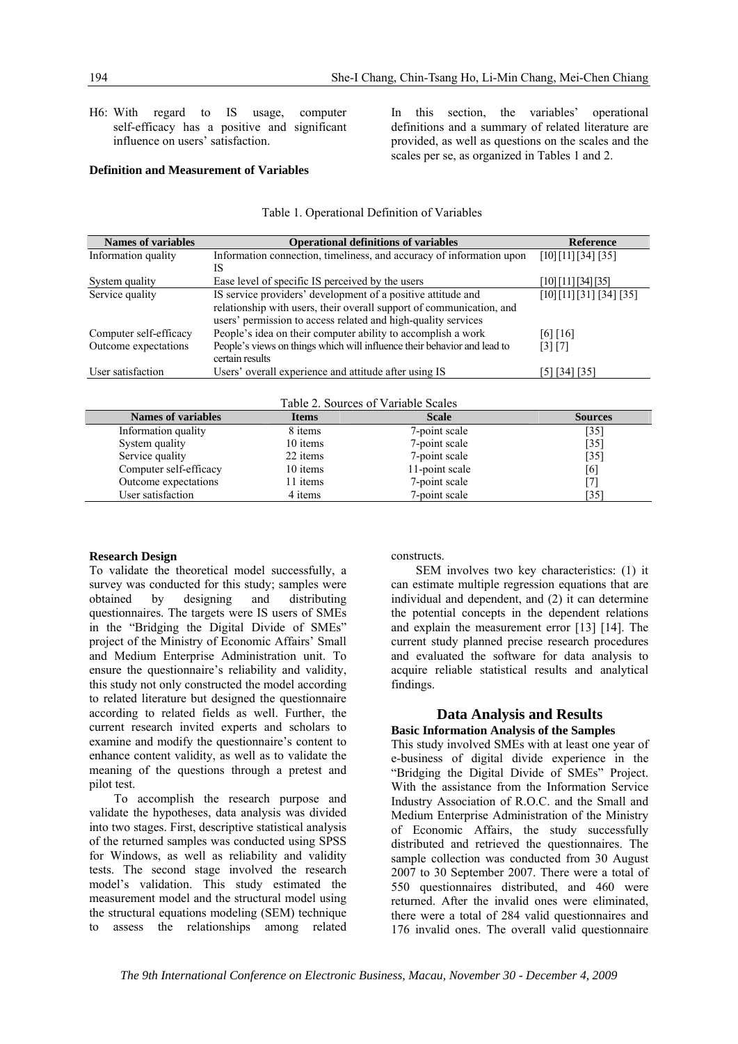H6: With regard to IS usage, computer self-efficacy has a positive and significant influence on users' satisfaction.

**Definition and Measurement of Variables**

In this section, the variables' operational definitions and a summary of related literature are provided, as well as questions on the scales and the scales per se, as organized in Tables 1 and 2.

Table 1. Operational Definition of Variables

| Names of variables | Operational definitions of variables | Reference |
|---|---|---|
| Information quality | Information connection, timeliness, and accuracy of information upon IS | [10] [11] [34] [35] |
| System quality | Ease level of specific IS perceived by the users | [10] [11] [34] [35] |
| Service quality | IS service providers' development of a positive attitude and relationship with users, their overall support of communication, and users' permission to access related and high-quality services | [10] [11] [31] [34] [35] |
| Computer self-efficacy | People's idea on their computer ability to accomplish a work | [6] [16] |
| Outcome expectations | People's views on things which will influence their behavior and lead to certain results | [3] [7] |
| User satisfaction | Users' overall experience and attitude after using IS | [5] [34] [35] |

Table 2. Sources of Variable Scales

| Names of variables | Items | Scale | Sources |
|---|---|---|---|
| Information quality | 8 items | 7-point scale | [35] |
| System quality | 10 items | 7-point scale | [35] |
| Service quality | 22 items | 7-point scale | [35] |
| Computer self-efficacy | 10 items | 11-point scale | [6] |
| Outcome expectations | 11 items | 7-point scale | [7] |
| User satisfaction | 4 items | 7-point scale | [35] |

**Research Design**

To validate the theoretical model successfully, a survey was conducted for this study; samples were obtained by designing and distributing questionnaires. The targets were IS users of SMEs in the "Bridging the Digital Divide of SMEs" project of the Ministry of Economic Affairs' Small and Medium Enterprise Administration unit. To ensure the questionnaire's reliability and validity, this study not only constructed the model according to related literature but designed the questionnaire according to related fields as well. Further, the current research invited experts and scholars to examine and modify the questionnaire's content to enhance content validity, as well as to validate the meaning of the questions through a pretest and pilot test.

To accomplish the research purpose and validate the hypotheses, data analysis was divided into two stages. First, descriptive statistical analysis of the returned samples was conducted using SPSS for Windows, as well as reliability and validity tests. The second stage involved the research model's validation. This study estimated the measurement model and the structural model using the structural equations modeling (SEM) technique to assess the relationships among related constructs.

SEM involves two key characteristics: (1) it can estimate multiple regression equations that are individual and dependent, and (2) it can determine the potential concepts in the dependent relations and explain the measurement error [13] [14]. The current study planned precise research procedures and evaluated the software for data analysis to acquire reliable statistical results and analytical findings.

## Data Analysis and Results

**Basic Information Analysis of the Samples**

This study involved SMEs with at least one year of e-business of digital divide experience in the "Bridging the Digital Divide of SMEs" Project. With the assistance from the Information Service Industry Association of R.O.C. and the Small and Medium Enterprise Administration of the Ministry of Economic Affairs, the study successfully distributed and retrieved the questionnaires. The sample collection was conducted from 30 August 2007 to 30 September 2007. There were a total of 550 questionnaires distributed, and 460 were returned. After the invalid ones were eliminated, there were a total of 284 valid questionnaires and 176 invalid ones. The overall valid questionnaire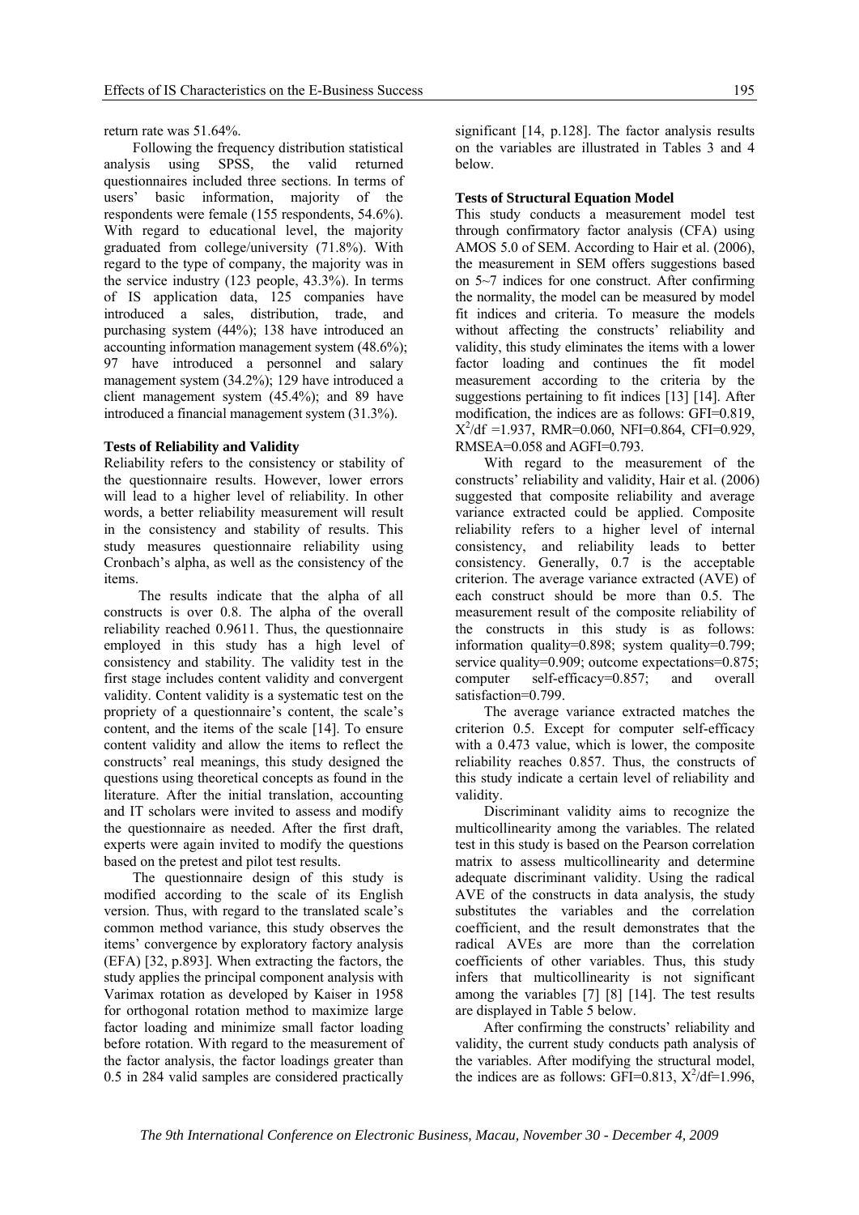return rate was 51.64%.

Following the frequency distribution statistical analysis using SPSS, the valid returned questionnaires included three sections. In terms of users' basic information, majority of the respondents were female (155 respondents, 54.6%). With regard to educational level, the majority graduated from college/university (71.8%). With regard to the type of company, the majority was in the service industry (123 people, 43.3%). In terms of IS application data, 125 companies have introduced a sales, distribution, trade, and purchasing system (44%); 138 have introduced an accounting information management system (48.6%); 97 have introduced a personnel and salary management system (34.2%); 129 have introduced a client management system (45.4%); and 89 have introduced a financial management system (31.3%).

**Tests of Reliability and Validity**

Reliability refers to the consistency or stability of the questionnaire results. However, lower errors will lead to a higher level of reliability. In other words, a better reliability measurement will result in the consistency and stability of results. This study measures questionnaire reliability using Cronbach's alpha, as well as the consistency of the items.

The results indicate that the alpha of all constructs is over 0.8. The alpha of the overall reliability reached 0.9611. Thus, the questionnaire employed in this study has a high level of consistency and stability. The validity test in the first stage includes content validity and convergent validity. Content validity is a systematic test on the propriety of a questionnaire's content, the scale's content, and the items of the scale [14]. To ensure content validity and allow the items to reflect the constructs' real meanings, this study designed the questions using theoretical concepts as found in the literature. After the initial translation, accounting and IT scholars were invited to assess and modify the questionnaire as needed. After the first draft, experts were again invited to modify the questions based on the pretest and pilot test results.

The questionnaire design of this study is modified according to the scale of its English version. Thus, with regard to the translated scale's common method variance, this study observes the items' convergence by exploratory factory analysis (EFA) [32, p.893]. When extracting the factors, the study applies the principal component analysis with Varimax rotation as developed by Kaiser in 1958 for orthogonal rotation method to maximize large factor loading and minimize small factor loading before rotation. With regard to the measurement of the factor analysis, the factor loadings greater than 0.5 in 284 valid samples are considered practically significant [14, p.128]. The factor analysis results on the variables are illustrated in Tables 3 and 4 below.

**Tests of Structural Equation Model**

This study conducts a measurement model test through confirmatory factor analysis (CFA) using AMOS 5.0 of SEM. According to Hair et al. (2006), the measurement in SEM offers suggestions based on 5~7 indices for one construct. After confirming the normality, the model can be measured by model fit indices and criteria. To measure the models without affecting the constructs' reliability and validity, this study eliminates the items with a lower factor loading and continues the fit model measurement according to the criteria by the suggestions pertaining to fit indices [13] [14]. After modification, the indices are as follows: GFI=0.819, $X^2/df$ =1.937, RMR=0.060, NFI=0.864, CFI=0.929, RMSEA=0.058 and AGFI=0.793.

With regard to the measurement of the constructs' reliability and validity, Hair et al. (2006) suggested that composite reliability and average variance extracted could be applied. Composite reliability refers to a higher level of internal consistency, and reliability leads to better consistency. Generally, 0.7 is the acceptable criterion. The average variance extracted (AVE) of each construct should be more than 0.5. The measurement result of the composite reliability of the constructs in this study is as follows: information quality=0.898; system quality=0.799; service quality=0.909; outcome expectations=0.875; computer self-efficacy=0.857; and overall satisfaction=0.799.

The average variance extracted matches the criterion 0.5. Except for computer self-efficacy with a 0.473 value, which is lower, the composite reliability reaches 0.857. Thus, the constructs of this study indicate a certain level of reliability and validity.

Discriminant validity aims to recognize the multicollinearity among the variables. The related test in this study is based on the Pearson correlation matrix to assess multicollinearity and determine adequate discriminant validity. Using the radical AVE of the constructs in data analysis, the study substitutes the variables and the correlation coefficient, and the result demonstrates that the radical AVEs are more than the correlation coefficients of other variables. Thus, this study infers that multicollinearity is not significant among the variables [7] [8] [14]. The test results are displayed in Table 5 below.

After confirming the constructs' reliability and validity, the current study conducts path analysis of the variables. After modifying the structural model, the indices are as follows: GFI=0.813, $X^2/df$=1.996,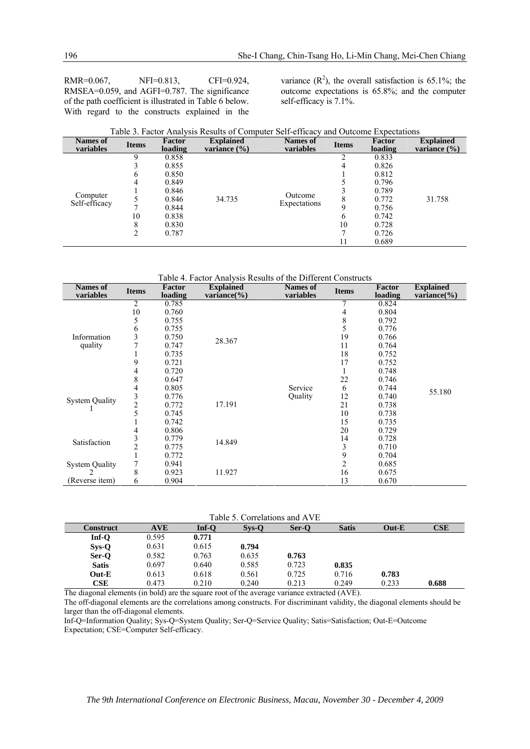RMR=0.067, NFI=0.813, CFI=0.924, RMSEA=0.059, and AGFI=0.787. The significance of the path coefficient is illustrated in Table 6 below. With regard to the constructs explained in the variance ($R^2$), the overall satisfaction is 65.1%; the outcome expectations is 65.8%; and the computer self-efficacy is 7.1%.

Table 3. Factor Analysis Results of Computer Self-efficacy and Outcome Expectations

| Names of variables | Items | Factor loading | Explained variance (%) | Names of variables | Items | Factor loading | Explained variance (%) |
|---|---|---|---|---|---|---|---|
| Computer Self-efficacy | 9 | 0.858 | 34.735 | Outcome Expectations | 2 | 0.833 | 31.758 |
| | 3 | 0.855 | | | 4 | 0.826 | |
| | 6 | 0.850 | | | 1 | 0.812 | |
| | 4 | 0.849 | | | 5 | 0.796 | |
| | 1 | 0.846 | | | 3 | 0.789 | |
| | 5 | 0.846 | | | 8 | 0.772 | |
| | 7 | 0.844 | | | 9 | 0.756 | |
| | 10 | 0.838 | | | 6 | 0.742 | |
| | 8 | 0.830 | | | 10 | 0.728 | |
| | 2 | 0.787 | | | 7 | 0.726 | |
| | | | | | 11 | 0.689 | |

Table 4. Factor Analysis Results of the Different Constructs

| Names of variables | Items | Factor loading | Explained variance(%) | Names of variables | Items | Factor loading | Explained variance(%) |
|---|---|---|---|---|---|---|---|
| Information quality | 2 | 0.785 | 28.367 | Service Quality | 7 | 0.824 | 55.180 |
| | 10 | 0.760 | | | 4 | 0.804 | |
| | 5 | 0.755 | | | 8 | 0.792 | |
| | 6 | 0.755 | | | 5 | 0.776 | |
| | 3 | 0.750 | | | 19 | 0.766 | |
| | 7 | 0.747 | | | 11 | 0.764 | |
| | 1 | 0.735 | | | 18 | 0.752 | |
| | 9 | 0.721 | | | 17 | 0.752 | |
| | 4 | 0.720 | | | 1 | 0.748 | |
| | 8 | 0.647 | | | 22 | 0.746 | |
| System Quality 1 | 4 | 0.805 | 17.191 | | 6 | 0.744 | |
| | 3 | 0.776 | | | 12 | 0.740 | |
| | 2 | 0.772 | | | 21 | 0.738 | |
| | 5 | 0.745 | | | 10 | 0.738 | |
| | 1 | 0.742 | | | 15 | 0.735 | |
| Satisfaction | 4 | 0.806 | 14.849 | | 20 | 0.729 | |
| | 3 | 0.779 | | | 14 | 0.728 | |
| | 2 | 0.775 | | | 3 | 0.710 | |
| | 1 | 0.772 | | | 9 | 0.704 | |
| System Quality 2 (Reverse item) | 7 | 0.941 | 11.927 | | 2 | 0.685 | |
| | 8 | 0.923 | | | 16 | 0.675 | |
| | 6 | 0.904 | | | 13 | 0.670 | |

Table 5. Correlations and AVE

| Construct | AVE | Inf-Q | Sys-Q | Ser-Q | Satis | Out-E | CSE |
|---|---|---|---|---|---|---|---|
| **Inf-Q** | 0.595 | **0.771** | | | | | |
| **Sys-Q** | 0.631 | 0.615 | **0.794** | | | | |
| **Ser-Q** | 0.582 | 0.763 | 0.635 | **0.763** | | | |
| **Satis** | 0.697 | 0.640 | 0.585 | 0.723 | **0.835** | | |
| **Out-E** | 0.613 | 0.618 | 0.561 | 0.725 | 0.716 | **0.783** | |
| **CSE** | 0.473 | 0.210 | 0.240 | 0.213 | 0.249 | 0.233 | **0.688** |

The diagonal elements (in bold) are the square root of the average variance extracted (AVE).

The off-diagonal elements are the correlations among constructs. For discriminant validity, the diagonal elements should be larger than the off-diagonal elements.

Inf-Q=Information Quality; Sys-Q=System Quality; Ser-Q=Service Quality; Satis=Satisfaction; Out-E=Outcome Expectation; CSE=Computer Self-efficacy.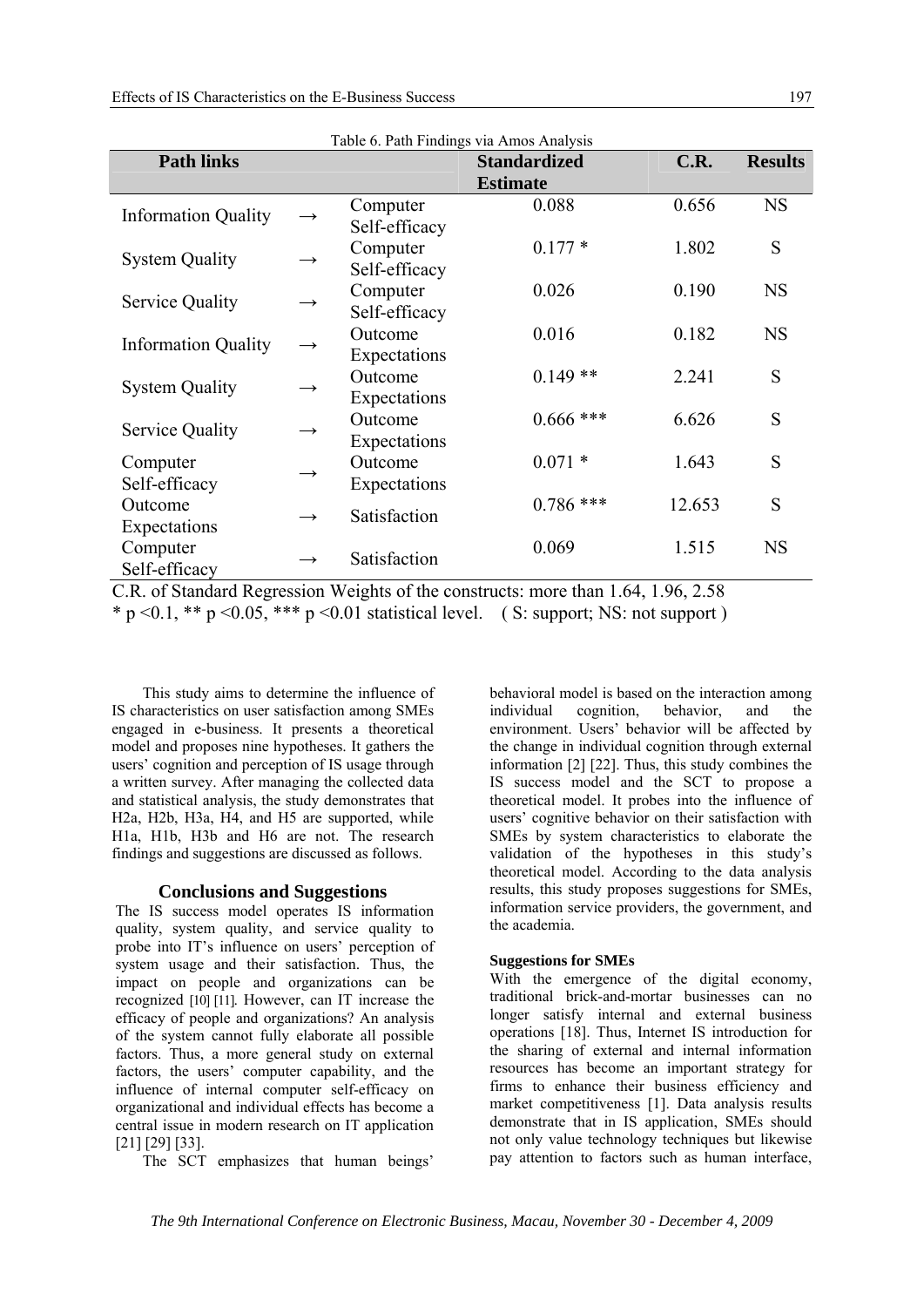Table 6. Path Findings via Amos Analysis

| Path links | | | Standardized Estimate | C.R. | Results |
|---|---|---|---|---|---|
| Information Quality | → | Computer Self-efficacy | 0.088 | 0.656 | NS |
| System Quality | → | Computer Self-efficacy | 0.177 * | 1.802 | S |
| Service Quality | → | Computer Self-efficacy | 0.026 | 0.190 | NS |
| Information Quality | → | Outcome Expectations | 0.016 | 0.182 | NS |
| System Quality | → | Outcome Expectations | 0.149 ** | 2.241 | S |
| Service Quality | → | Outcome Expectations | 0.666 *** | 6.626 | S |
| Computer Self-efficacy | → | Outcome Expectations | 0.071 * | 1.643 | S |
| Outcome Expectations | → | Satisfaction | 0.786 *** | 12.653 | S |
| Computer Self-efficacy | → | Satisfaction | 0.069 | 1.515 | NS |

C.R. of Standard Regression Weights of the constructs: more than 1.64, 1.96, 2.58
* $p < 0.1$, ** $p < 0.05$, *** $p < 0.01$ statistical level. ( S: support; NS: not support )

This study aims to determine the influence of IS characteristics on user satisfaction among SMEs engaged in e-business. It presents a theoretical model and proposes nine hypotheses. It gathers the users' cognition and perception of IS usage through a written survey. After managing the collected data and statistical analysis, the study demonstrates that H2a, H2b, H3a, H4, and H5 are supported, while H1a, H1b, H3b and H6 are not. The research findings and suggestions are discussed as follows.

## Conclusions and Suggestions

The IS success model operates IS information quality, system quality, and service quality to probe into IT's influence on users' perception of system usage and their satisfaction. Thus, the impact on people and organizations can be recognized [10] [11]. However, can IT increase the efficacy of people and organizations? An analysis of the system cannot fully elaborate all possible factors. Thus, a more general study on external factors, the users' computer capability, and the influence of internal computer self-efficacy on organizational and individual effects has become a central issue in modern research on IT application [21] [29] [33].

The SCT emphasizes that human beings' behavioral model is based on the interaction among individual cognition, behavior, and the environment. Users' behavior will be affected by the change in individual cognition through external information [2] [22]. Thus, this study combines the IS success model and the SCT to propose a theoretical model. It probes into the influence of users' cognitive behavior on their satisfaction with SMEs by system characteristics to elaborate the validation of the hypotheses in this study's theoretical model. According to the data analysis results, this study proposes suggestions for SMEs, information service providers, the government, and the academia.

#### Suggestions for SMEs

With the emergence of the digital economy, traditional brick-and-mortar businesses can no longer satisfy internal and external business operations [18]. Thus, Internet IS introduction for the sharing of external and internal information resources has become an important strategy for firms to enhance their business efficiency and market competitiveness [1]. Data analysis results demonstrate that in IS application, SMEs should not only value technology techniques but likewise pay attention to factors such as human interface,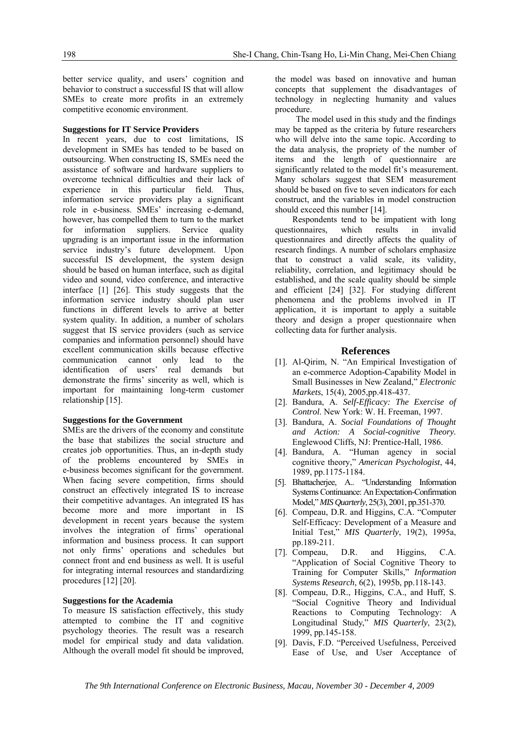better service quality, and users' cognition and behavior to construct a successful IS that will allow SMEs to create more profits in an extremely competitive economic environment.

**Suggestions for IT Service Providers**

In recent years, due to cost limitations, IS development in SMEs has tended to be based on outsourcing. When constructing IS, SMEs need the assistance of software and hardware suppliers to overcome technical difficulties and their lack of experience in this particular field. Thus, information service providers play a significant role in e-business. SMEs' increasing e-demand, however, has compelled them to turn to the market for information suppliers. Service quality upgrading is an important issue in the information service industry's future development. Upon successful IS development, the system design should be based on human interface, such as digital video and sound, video conference, and interactive interface [1] [26]. This study suggests that the information service industry should plan user functions in different levels to arrive at better system quality. In addition, a number of scholars suggest that IS service providers (such as service companies and information personnel) should have excellent communication skills because effective communication cannot only lead to the identification of users' real demands but demonstrate the firms' sincerity as well, which is important for maintaining long-term customer relationship [15].

**Suggestions for the Government**

SMEs are the drivers of the economy and constitute the base that stabilizes the social structure and creates job opportunities. Thus, an in-depth study of the problems encountered by SMEs in e-business becomes significant for the government. When facing severe competition, firms should construct an effectively integrated IS to increase their competitive advantages. An integrated IS has become more and more important in IS development in recent years because the system involves the integration of firms' operational information and business process. It can support not only firms' operations and schedules but connect front and end business as well. It is useful for integrating internal resources and standardizing procedures [12] [20].

**Suggestions for the Academia**

To measure IS satisfaction effectively, this study attempted to combine the IT and cognitive psychology theories. The result was a research model for empirical study and data validation. Although the overall model fit should be improved, the model was based on innovative and human concepts that supplement the disadvantages of technology in neglecting humanity and values procedure.

The model used in this study and the findings may be tapped as the criteria by future researchers who will delve into the same topic. According to the data analysis, the propriety of the number of items and the length of questionnaire are significantly related to the model fit's measurement. Many scholars suggest that SEM measurement should be based on five to seven indicators for each construct, and the variables in model construction should exceed this number [14].

Respondents tend to be impatient with long questionnaires, which results in invalid questionnaires and directly affects the quality of research findings. A number of scholars emphasize that to construct a valid scale, its validity, reliability, correlation, and legitimacy should be established, and the scale quality should be simple and efficient [24] [32]. For studying different phenomena and the problems involved in IT application, it is important to apply a suitable theory and design a proper questionnaire when collecting data for further analysis.

## References

[1]. Al-Qirim, N. "An Empirical Investigation of an e-commerce Adoption-Capability Model in Small Businesses in New Zealand," *Electronic Markets*, 15(4), 2005,pp.418-437.

[2]. Bandura, A. *Self-Efficacy: The Exercise of Control*. New York: W. H. Freeman, 1997.

[3]. Bandura, A. *Social Foundations of Thought and Action: A Social-cognitive Theory.* Englewood Cliffs, NJ: Prentice-Hall, 1986.

[4]. Bandura, A. "Human agency in social cognitive theory," *American Psychologist*, 44, 1989, pp.1175-1184.

[5]. Bhattacherjee, A.. "Understanding Information Systems Continuance: An Expectation-Confirmation Model," *MIS Quarterly*, 25(3), 2001, pp.351-370.

[6]. Compeau, D.R. and Higgins, C.A. "Computer Self-Efficacy: Development of a Measure and Initial Test," *MIS Quarterly*, 19(2), 1995a, pp.189-211.

[7]. Compeau, D.R. and Higgins, C.A. "Application of Social Cognitive Theory to Training for Computer Skills," *Information Systems Research*, 6(2), 1995b, pp.118-143.

[8]. Compeau, D.R., Higgins, C.A., and Huff, S. "Social Cognitive Theory and Individual Reactions to Computing Technology: A Longitudinal Study," *MIS Quarterly*, 23(2), 1999, pp.145-158.

[9]. Davis, F.D. "Perceived Usefulness, Perceived Ease of Use, and User Acceptance of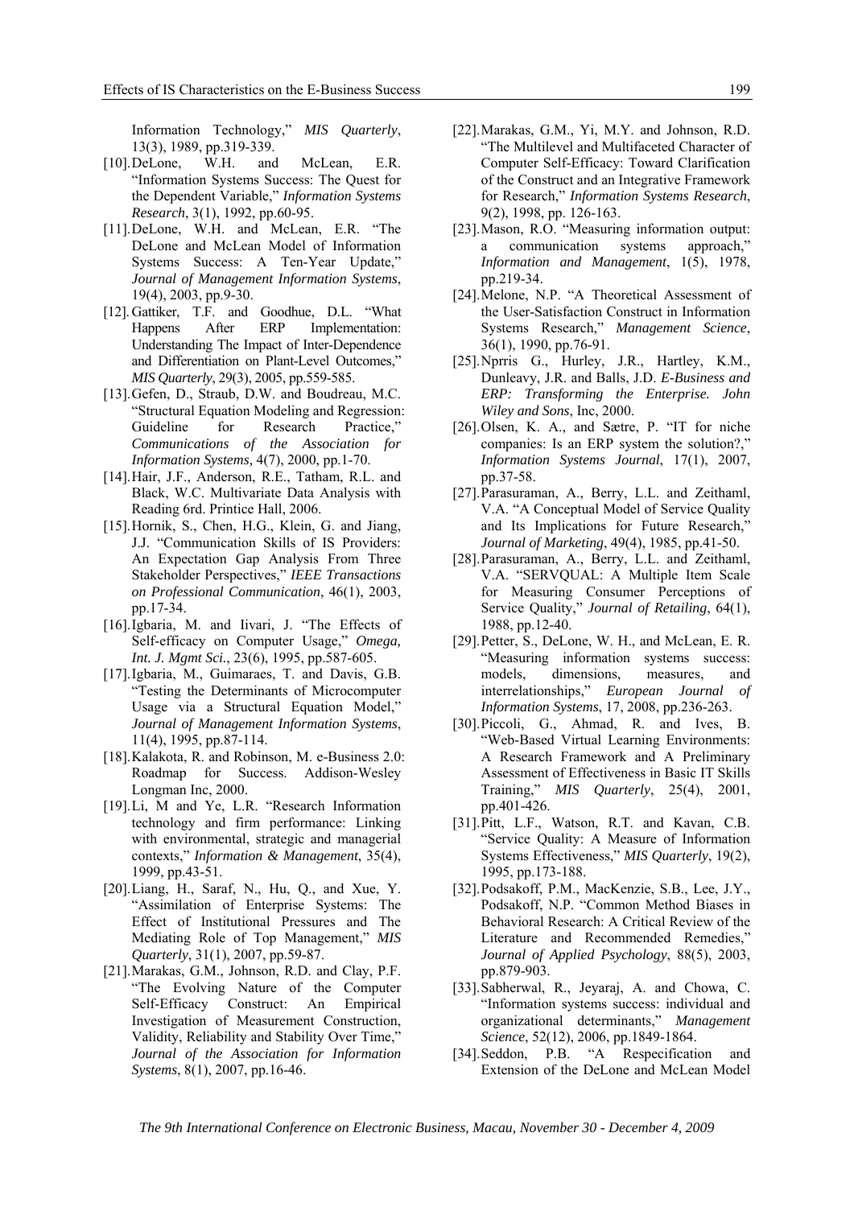Information Technology," *MIS Quarterly*, 13(3), 1989, pp.319-339.

[10]. DeLone, W.H. and McLean, E.R. "Information Systems Success: The Quest for the Dependent Variable," *Information Systems Research*, 3(1), 1992, pp.60-95.

[11]. DeLone, W.H. and McLean, E.R. "The DeLone and McLean Model of Information Systems Success: A Ten-Year Update," *Journal of Management Information Systems*, 19(4), 2003, pp.9-30.

[12]. Gattiker, T.F. and Goodhue, D.L. "What Happens After ERP Implementation: Understanding The Impact of Inter-Dependence and Differentiation on Plant-Level Outcomes," *MIS Quarterly*, 29(3), 2005, pp.559-585.

[13]. Gefen, D., Straub, D.W. and Boudreau, M.C. "Structural Equation Modeling and Regression: Guideline for Research Practice," *Communications of the Association for Information Systems,* 4(7), 2000, pp.1-70.

[14]. Hair, J.F., Anderson, R.E., Tatham, R.L. and Black, W.C. Multivariate Data Analysis with Reading 6rd. Printice Hall, 2006.

[15]. Hornik, S., Chen, H.G., Klein, G. and Jiang, J.J. "Communication Skills of IS Providers: An Expectation Gap Analysis From Three Stakeholder Perspectives," *IEEE Transactions on Professional Communication*, 46(1), 2003, pp.17-34.

[16]. Igbaria, M. and Iivari, J. "The Effects of Self-efficacy on Computer Usage," *Omega, Int. J. Mgmt Sci.*, 23(6), 1995, pp.587-605.

[17]. Igbaria, M., Guimaraes, T. and Davis, G.B. "Testing the Determinants of Microcomputer Usage via a Structural Equation Model," *Journal of Management Information Systems*, 11(4), 1995, pp.87-114.

[18]. Kalakota, R. and Robinson, M. e-Business 2.0: Roadmap for Success. Addison-Wesley Longman Inc, 2000.

[19]. Li, M and Ye, L.R. "Research Information technology and firm performance: Linking with environmental, strategic and managerial contexts," *Information & Management*, 35(4), 1999, pp.43-51.

[20]. Liang, H., Saraf, N., Hu, Q., and Xue, Y. "Assimilation of Enterprise Systems: The Effect of Institutional Pressures and The Mediating Role of Top Management," *MIS Quarterly*, 31(1), 2007, pp.59-87.

[21]. Marakas, G.M., Johnson, R.D. and Clay, P.F. "The Evolving Nature of the Computer Self-Efficacy Construct: An Empirical Investigation of Measurement Construction, Validity, Reliability and Stability Over Time," *Journal of the Association for Information Systems*, 8(1), 2007, pp.16-46.

[22]. Marakas, G.M., Yi, M.Y. and Johnson, R.D. "The Multilevel and Multifaceted Character of Computer Self-Efficacy: Toward Clarification of the Construct and an Integrative Framework for Research," *Information Systems Research*, 9(2), 1998, pp. 126-163.

[23]. Mason, R.O. "Measuring information output: a communication systems approach," *Information and Management*, 1(5), 1978, pp.219-34.

[24]. Melone, N.P. "A Theoretical Assessment of the User-Satisfaction Construct in Information Systems Research," *Management Science*, 36(1), 1990, pp.76-91.

[25]. Nprris G., Hurley, J.R., Hartley, K.M., Dunleavy, J.R. and Balls, J.D. *E-Business and ERP: Transforming the Enterprise. John Wiley and Sons*, Inc, 2000.

[26]. Olsen, K. A., and Sætre, P. "IT for niche companies: Is an ERP system the solution?," *Information Systems Journal*, 17(1), 2007, pp.37-58.

[27]. Parasuraman, A., Berry, L.L. and Zeithaml, V.A. "A Conceptual Model of Service Quality and Its Implications for Future Research," *Journal of Marketing*, 49(4), 1985, pp.41-50.

[28]. Parasuraman, A., Berry, L.L. and Zeithaml, V.A. "SERVQUAL: A Multiple Item Scale for Measuring Consumer Perceptions of Service Quality," *Journal of Retailing*, 64(1), 1988, pp.12-40.

[29]. Petter, S., DeLone, W. H., and McLean, E. R. "Measuring information systems success: models, dimensions, measures, and interrelationships," *European Journal of Information Systems*, 17, 2008, pp.236-263.

[30]. Piccoli, G., Ahmad, R. and Ives, B. "Web-Based Virtual Learning Environments: A Research Framework and A Preliminary Assessment of Effectiveness in Basic IT Skills Training," *MIS Quarterly*, 25(4), 2001, pp.401-426.

[31]. Pitt, L.F., Watson, R.T. and Kavan, C.B. "Service Quality: A Measure of Information Systems Effectiveness," *MIS Quarterly*, 19(2), 1995, pp.173-188.

[32]. Podsakoff, P.M., MacKenzie, S.B., Lee, J.Y., Podsakoff, N.P. "Common Method Biases in Behavioral Research: A Critical Review of the Literature and Recommended Remedies," *Journal of Applied Psychology*, 88(5), 2003, pp.879-903.

[33]. Sabherwal, R., Jeyaraj, A. and Chowa, C. "Information systems success: individual and organizational determinants," *Management Science*, 52(12), 2006, pp.1849-1864.

[34]. Seddon, P.B. "A Respecification and Extension of the DeLone and McLean Model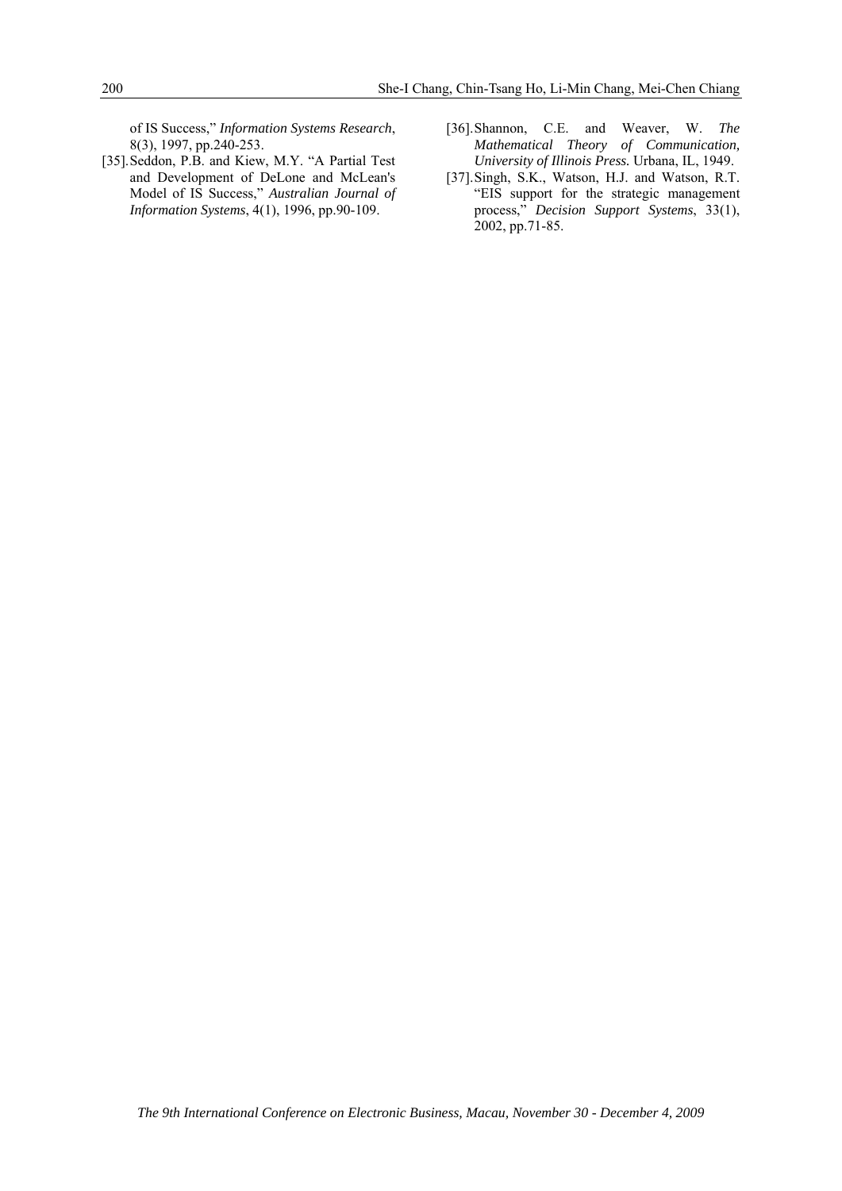of IS Success," *Information Systems Research*, 8(3), 1997, pp.240-253.

[35]. Seddon, P.B. and Kiew, M.Y. "A Partial Test and Development of DeLone and McLean's Model of IS Success," *Australian Journal of Information Systems*, 4(1), 1996, pp.90-109.

[36]. Shannon, C.E. and Weaver, W. *The Mathematical Theory of Communication, University of Illinois Press.* Urbana, IL, 1949.

[37]. Singh, S.K., Watson, H.J. and Watson, R.T. "EIS support for the strategic management process," *Decision Support Systems*, 33(1), 2002, pp.71-85.